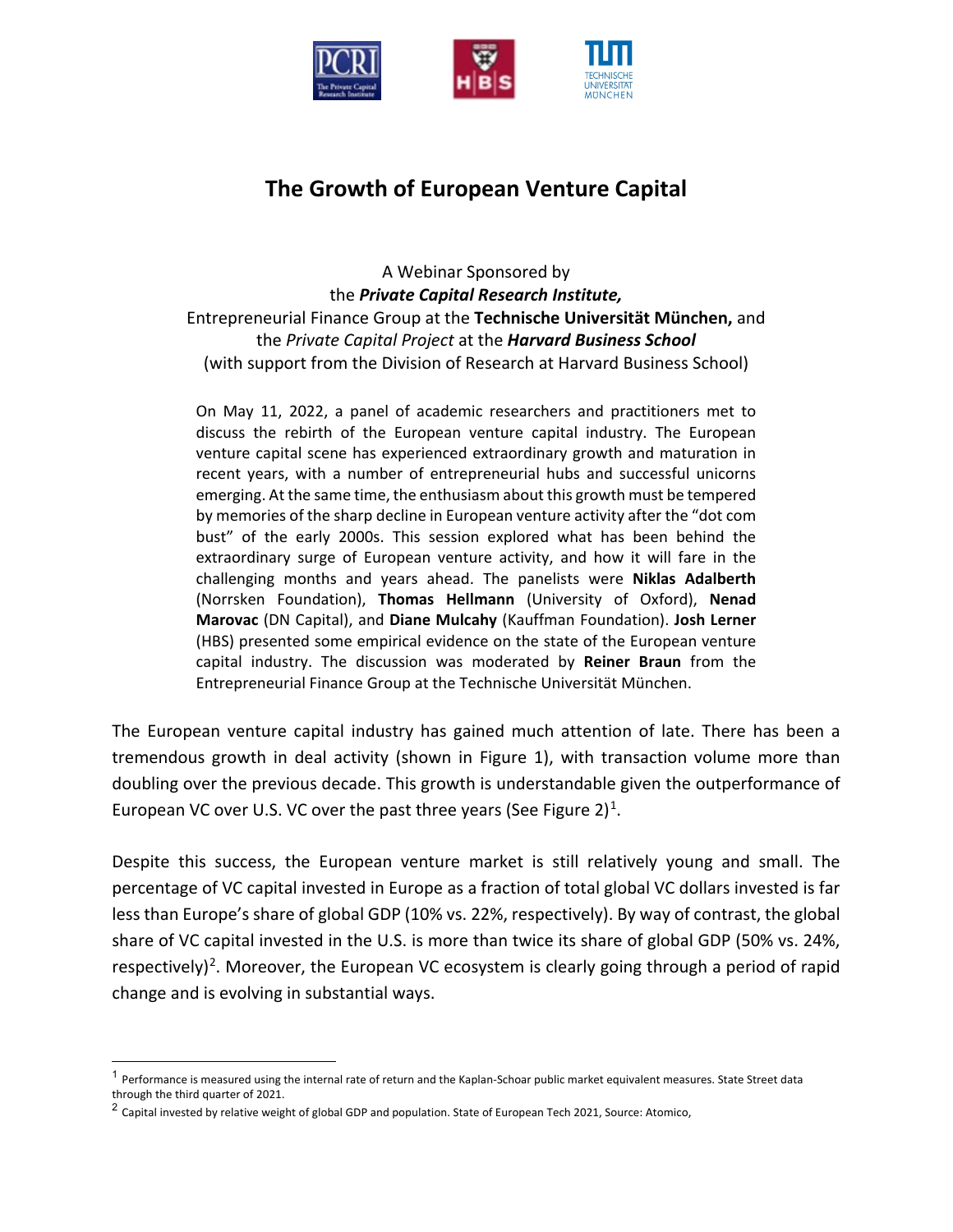# The Growth of European Venture Capital

A Webinar Sponsored by
the ***Private Capital Research Institute,***
Entrepreneurial Finance Group at the **Technische Universität München,** and
the *Private Capital Project* at the ***Harvard Business School***
(with support from the Division of Research at Harvard Business School)

On May 11, 2022, a panel of academic researchers and practitioners met to discuss the rebirth of the European venture capital industry. The European venture capital scene has experienced extraordinary growth and maturation in recent years, with a number of entrepreneurial hubs and successful unicorns emerging. At the same time, the enthusiasm about this growth must be tempered by memories of the sharp decline in European venture activity after the "dot com bust" of the early 2000s. This session explored what has been behind the extraordinary surge of European venture activity, and how it will fare in the challenging months and years ahead. The panelists were **Niklas Adalberth** (Norrsken Foundation), **Thomas Hellmann** (University of Oxford), **Nenad Marovac** (DN Capital), and **Diane Mulcahy** (Kauffman Foundation). **Josh Lerner** (HBS) presented some empirical evidence on the state of the European venture capital industry. The discussion was moderated by **Reiner Braun** from the Entrepreneurial Finance Group at the Technische Universität München.

The European venture capital industry has gained much attention of late. There has been a tremendous growth in deal activity (shown in Figure 1), with transaction volume more than doubling over the previous decade. This growth is understandable given the outperformance of European VC over U.S. VC over the past three years (See Figure 2)[1].

Despite this success, the European venture market is still relatively young and small. The percentage of VC capital invested in Europe as a fraction of total global VC dollars invested is far less than Europe's share of global GDP (10% vs. 22%, respectively). By way of contrast, the global share of VC capital invested in the U.S. is more than twice its share of global GDP (50% vs. 24%, respectively)[2]. Moreover, the European VC ecosystem is clearly going through a period of rapid change and is evolving in substantial ways.

---

[1] Performance is measured using the internal rate of return and the Kaplan-Schoar public market equivalent measures. State Street data through the third quarter of 2021.

[2] Capital invested by relative weight of global GDP and population. State of European Tech 2021, Source: Atomico,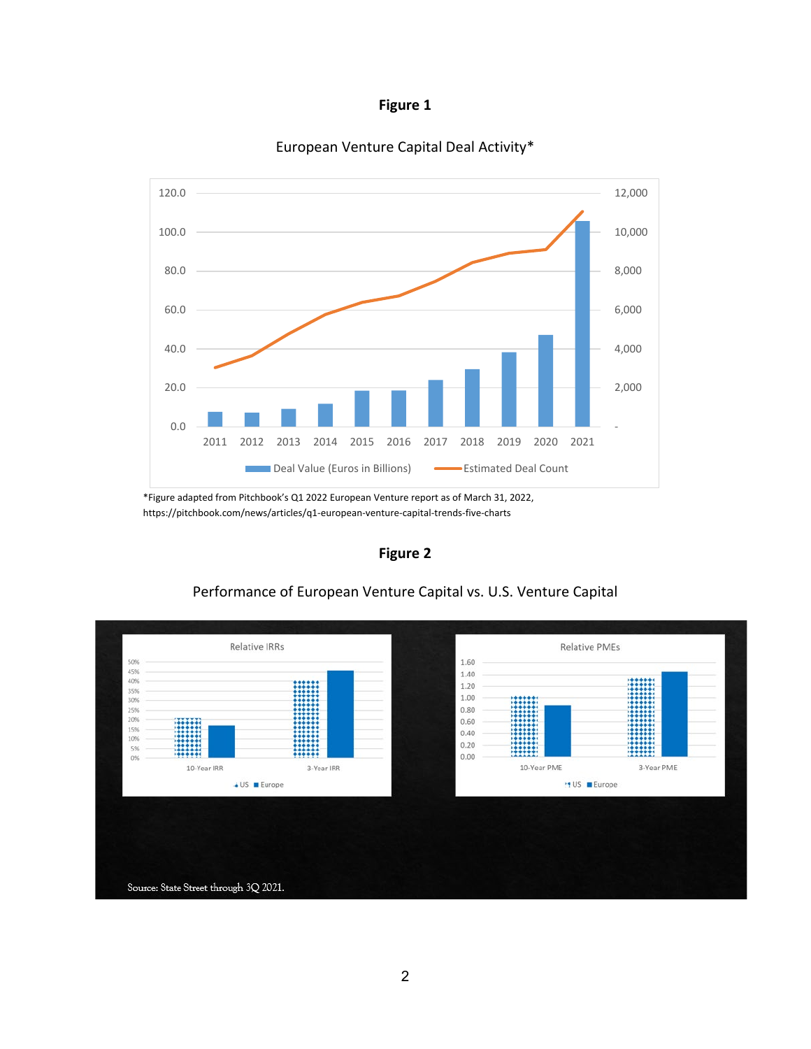**Figure 1**

European Venture Capital Deal Activity*

*Figure adapted from Pitchbook's Q1 2022 European Venture report as of March 31, 2022, https://pitchbook.com/news/articles/q1-european-venture-capital-trends-five-charts

**Figure 2**

Performance of European Venture Capital vs. U.S. Venture Capital

Source: State Street through 3Q 2021.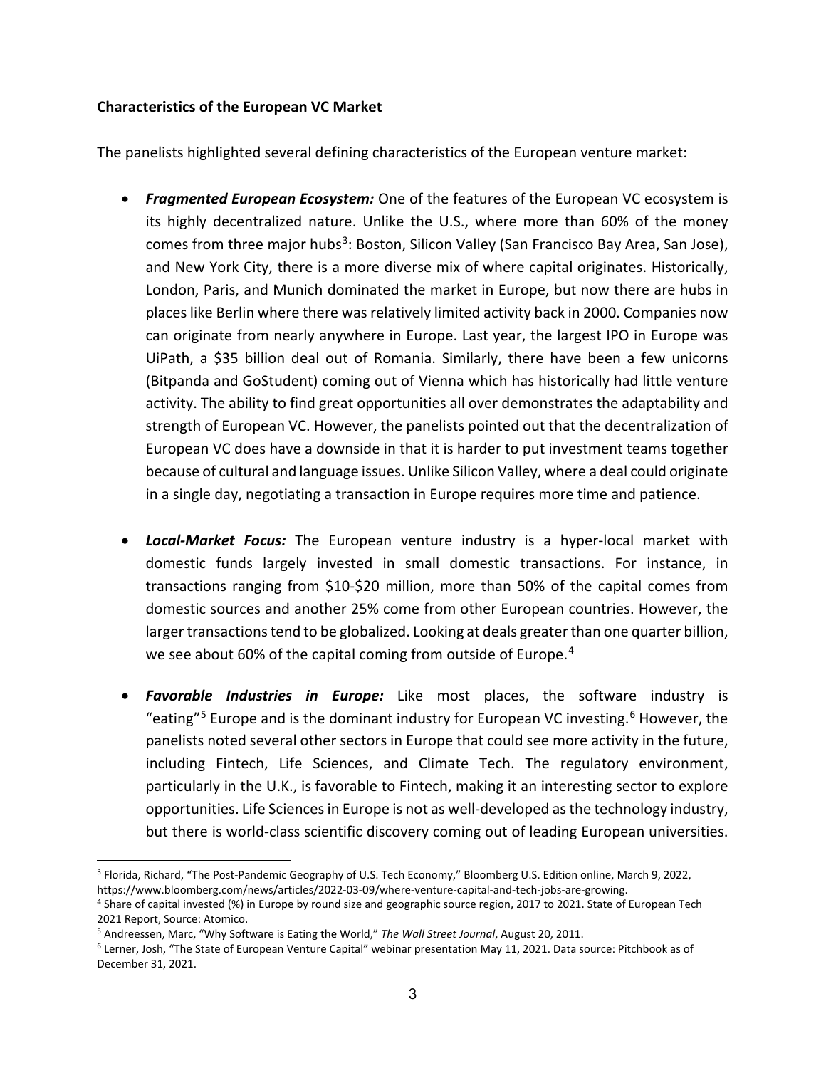**Characteristics of the European VC Market**

The panelists highlighted several defining characteristics of the European venture market:

- ***Fragmented European Ecosystem:*** One of the features of the European VC ecosystem is its highly decentralized nature. Unlike the U.S., where more than 60% of the money comes from three major hubs[3]: Boston, Silicon Valley (San Francisco Bay Area, San Jose), and New York City, there is a more diverse mix of where capital originates. Historically, London, Paris, and Munich dominated the market in Europe, but now there are hubs in places like Berlin where there was relatively limited activity back in 2000. Companies now can originate from nearly anywhere in Europe. Last year, the largest IPO in Europe was UiPath, a $35 billion deal out of Romania. Similarly, there have been a few unicorns (Bitpanda and GoStudent) coming out of Vienna which has historically had little venture activity. The ability to find great opportunities all over demonstrates the adaptability and strength of European VC. However, the panelists pointed out that the decentralization of European VC does have a downside in that it is harder to put investment teams together because of cultural and language issues. Unlike Silicon Valley, where a deal could originate in a single day, negotiating a transaction in Europe requires more time and patience.

- ***Local-Market Focus:*** The European venture industry is a hyper-local market with domestic funds largely invested in small domestic transactions. For instance, in transactions ranging from $10-$20 million, more than 50% of the capital comes from domestic sources and another 25% come from other European countries. However, the larger transactions tend to be globalized. Looking at deals greater than one quarter billion, we see about 60% of the capital coming from outside of Europe.[4]

- ***Favorable Industries in Europe:*** Like most places, the software industry is "eating"[5] Europe and is the dominant industry for European VC investing.[6] However, the panelists noted several other sectors in Europe that could see more activity in the future, including Fintech, Life Sciences, and Climate Tech. The regulatory environment, particularly in the U.K., is favorable to Fintech, making it an interesting sector to explore opportunities. Life Sciences in Europe is not as well-developed as the technology industry, but there is world-class scientific discovery coming out of leading European universities.

---

[3] Florida, Richard, "The Post-Pandemic Geography of U.S. Tech Economy," Bloomberg U.S. Edition online, March 9, 2022, https://www.bloomberg.com/news/articles/2022-03-09/where-venture-capital-and-tech-jobs-are-growing.

[4] Share of capital invested (%) in Europe by round size and geographic source region, 2017 to 2021. State of European Tech 2021 Report, Source: Atomico.

[5] Andreessen, Marc, "Why Software is Eating the World," *The Wall Street Journal*, August 20, 2011.

[6] Lerner, Josh, "The State of European Venture Capital" webinar presentation May 11, 2021. Data source: Pitchbook as of December 31, 2021.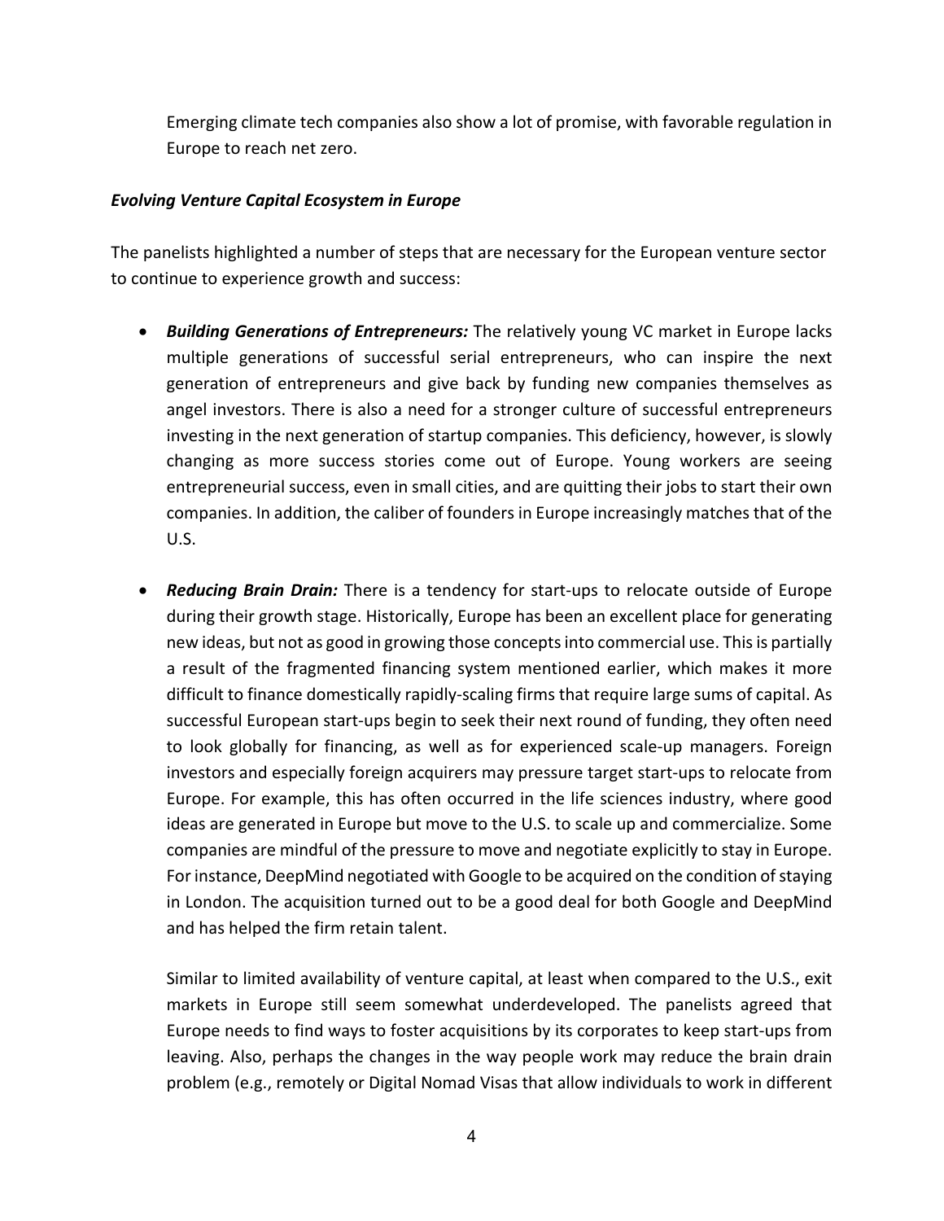Emerging climate tech companies also show a lot of promise, with favorable regulation in Europe to reach net zero.

***Evolving Venture Capital Ecosystem in Europe***

The panelists highlighted a number of steps that are necessary for the European venture sector to continue to experience growth and success:

- ***Building Generations of Entrepreneurs:*** The relatively young VC market in Europe lacks multiple generations of successful serial entrepreneurs, who can inspire the next generation of entrepreneurs and give back by funding new companies themselves as angel investors. There is also a need for a stronger culture of successful entrepreneurs investing in the next generation of startup companies. This deficiency, however, is slowly changing as more success stories come out of Europe. Young workers are seeing entrepreneurial success, even in small cities, and are quitting their jobs to start their own companies. In addition, the caliber of founders in Europe increasingly matches that of the U.S.

- ***Reducing Brain Drain:*** There is a tendency for start-ups to relocate outside of Europe during their growth stage. Historically, Europe has been an excellent place for generating new ideas, but not as good in growing those concepts into commercial use. This is partially a result of the fragmented financing system mentioned earlier, which makes it more difficult to finance domestically rapidly-scaling firms that require large sums of capital. As successful European start-ups begin to seek their next round of funding, they often need to look globally for financing, as well as for experienced scale-up managers. Foreign investors and especially foreign acquirers may pressure target start-ups to relocate from Europe. For example, this has often occurred in the life sciences industry, where good ideas are generated in Europe but move to the U.S. to scale up and commercialize. Some companies are mindful of the pressure to move and negotiate explicitly to stay in Europe. For instance, DeepMind negotiated with Google to be acquired on the condition of staying in London. The acquisition turned out to be a good deal for both Google and DeepMind and has helped the firm retain talent.

  Similar to limited availability of venture capital, at least when compared to the U.S., exit markets in Europe still seem somewhat underdeveloped. The panelists agreed that Europe needs to find ways to foster acquisitions by its corporates to keep start-ups from leaving. Also, perhaps the changes in the way people work may reduce the brain drain problem (e.g., remotely or Digital Nomad Visas that allow individuals to work in different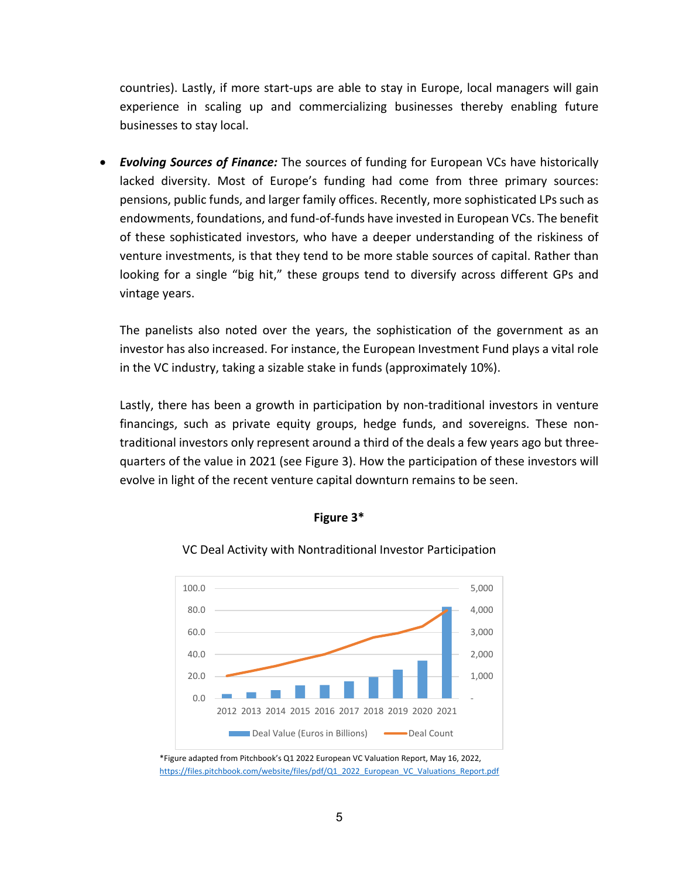countries). Lastly, if more start-ups are able to stay in Europe, local managers will gain experience in scaling up and commercializing businesses thereby enabling future businesses to stay local.

- ***Evolving Sources of Finance:*** The sources of funding for European VCs have historically lacked diversity. Most of Europe's funding had come from three primary sources: pensions, public funds, and larger family offices. Recently, more sophisticated LPs such as endowments, foundations, and fund-of-funds have invested in European VCs. The benefit of these sophisticated investors, who have a deeper understanding of the riskiness of venture investments, is that they tend to be more stable sources of capital. Rather than looking for a single "big hit," these groups tend to diversify across different GPs and vintage years.

  The panelists also noted over the years, the sophistication of the government as an investor has also increased. For instance, the European Investment Fund plays a vital role in the VC industry, taking a sizable stake in funds (approximately 10%).

  Lastly, there has been a growth in participation by non-traditional investors in venture financings, such as private equity groups, hedge funds, and sovereigns. These non-traditional investors only represent around a third of the deals a few years ago but three-quarters of the value in 2021 (see Figure 3). How the participation of these investors will evolve in light of the recent venture capital downturn remains to be seen.

**Figure 3***

VC Deal Activity with Nontraditional Investor Participation

*Figure adapted from Pitchbook's Q1 2022 European VC Valuation Report, May 16, 2022, https://files.pitchbook.com/website/files/pdf/Q1_2022_European_VC_Valuations_Report.pdf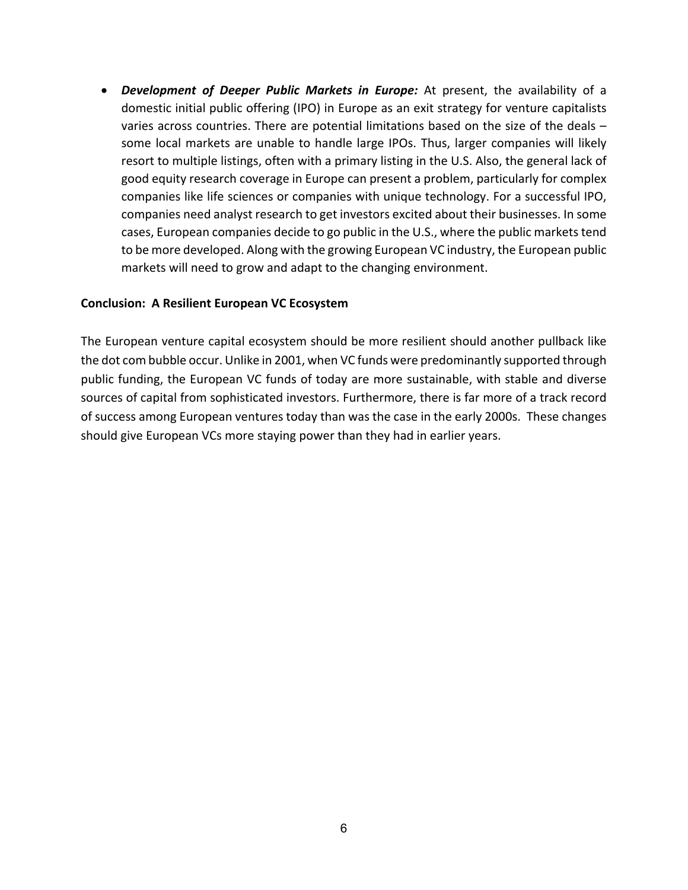- ***Development of Deeper Public Markets in Europe:*** At present, the availability of a domestic initial public offering (IPO) in Europe as an exit strategy for venture capitalists varies across countries. There are potential limitations based on the size of the deals – some local markets are unable to handle large IPOs. Thus, larger companies will likely resort to multiple listings, often with a primary listing in the U.S. Also, the general lack of good equity research coverage in Europe can present a problem, particularly for complex companies like life sciences or companies with unique technology. For a successful IPO, companies need analyst research to get investors excited about their businesses. In some cases, European companies decide to go public in the U.S., where the public markets tend to be more developed. Along with the growing European VC industry, the European public markets will need to grow and adapt to the changing environment.

**Conclusion: A Resilient European VC Ecosystem**

The European venture capital ecosystem should be more resilient should another pullback like the dot com bubble occur. Unlike in 2001, when VC funds were predominantly supported through public funding, the European VC funds of today are more sustainable, with stable and diverse sources of capital from sophisticated investors. Furthermore, there is far more of a track record of success among European ventures today than was the case in the early 2000s. These changes should give European VCs more staying power than they had in earlier years.